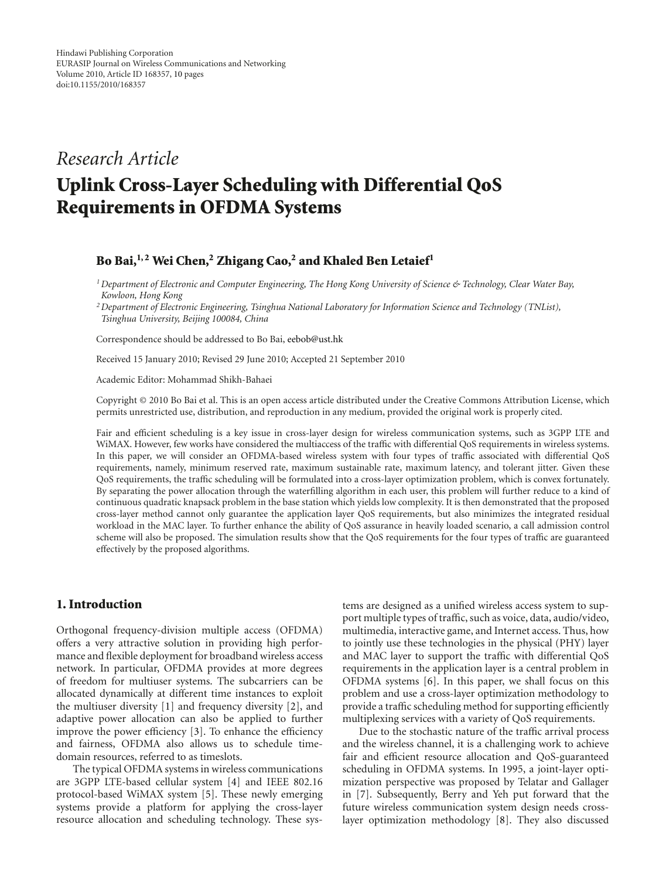Hindawi Publishing Corporation
EURASIP Journal on Wireless Communications and Networking
Volume 2010, Article ID 168357, 10 pages
doi:10.1155/2010/168357

*Research Article*

# Uplink Cross-Layer Scheduling with Differential QoS Requirements in OFDMA Systems

**Bo Bai,[1,2] Wei Chen,[2] Zhigang Cao,[2] and Khaled Ben Letaief[1]**

[1] *Department of Electronic and Computer Engineering, The Hong Kong University of Science & Technology, Clear Water Bay, Kowloon, Hong Kong*

[2] *Department of Electronic Engineering, Tsinghua National Laboratory for Information Science and Technology (TNList), Tsinghua University, Beijing 100084, China*

Correspondence should be addressed to Bo Bai, eebob@ust.hk

Received 15 January 2010; Revised 29 June 2010; Accepted 21 September 2010

Academic Editor: Mohammad Shikh-Bahaei

Copyright © 2010 Bo Bai et al. This is an open access article distributed under the Creative Commons Attribution License, which permits unrestricted use, distribution, and reproduction in any medium, provided the original work is properly cited.

Fair and efficient scheduling is a key issue in cross-layer design for wireless communication systems, such as 3GPP LTE and WiMAX. However, few works have considered the multiaccess of the traffic with differential QoS requirements in wireless systems. In this paper, we will consider an OFDMA-based wireless system with four types of traffic associated with differential QoS requirements, namely, minimum reserved rate, maximum sustainable rate, maximum latency, and tolerant jitter. Given these QoS requirements, the traffic scheduling will be formulated into a cross-layer optimization problem, which is convex fortunately. By separating the power allocation through the waterfilling algorithm in each user, this problem will further reduce to a kind of continuous quadratic knapsack problem in the base station which yields low complexity. It is then demonstrated that the proposed cross-layer method cannot only guarantee the application layer QoS requirements, but also minimizes the integrated residual workload in the MAC layer. To further enhance the ability of QoS assurance in heavily loaded scenario, a call admission control scheme will also be proposed. The simulation results show that the QoS requirements for the four types of traffic are guaranteed effectively by the proposed algorithms.

## 1. Introduction

Orthogonal frequency-division multiple access (OFDMA) offers a very attractive solution in providing high performance and flexible deployment for broadband wireless access network. In particular, OFDMA provides at more degrees of freedom for multiuser systems. The subcarriers can be allocated dynamically at different time instances to exploit the multiuser diversity [1] and frequency diversity [2], and adaptive power allocation can also be applied to further improve the power efficiency [3]. To enhance the efficiency and fairness, OFDMA also allows us to schedule time-domain resources, referred to as timeslots.

The typical OFDMA systems in wireless communications are 3GPP LTE-based cellular system [4] and IEEE 802.16 protocol-based WiMAX system [5]. These newly emerging systems provide a platform for applying the cross-layer resource allocation and scheduling technology. These systems are designed as a unified wireless access system to support multiple types of traffic, such as voice, data, audio/video, multimedia, interactive game, and Internet access. Thus, how to jointly use these technologies in the physical (PHY) layer and MAC layer to support the traffic with differential QoS requirements in the application layer is a central problem in OFDMA systems [6]. In this paper, we shall focus on this problem and use a cross-layer optimization methodology to provide a traffic scheduling method for supporting efficiently multiplexing services with a variety of QoS requirements.

Due to the stochastic nature of the traffic arrival process and the wireless channel, it is a challenging work to achieve fair and efficient resource allocation and QoS-guaranteed scheduling in OFDMA systems. In 1995, a joint-layer optimization perspective was proposed by Telatar and Gallager in [7]. Subsequently, Berry and Yeh put forward that the future wireless communication system design needs cross-layer optimization methodology [8]. They also discussed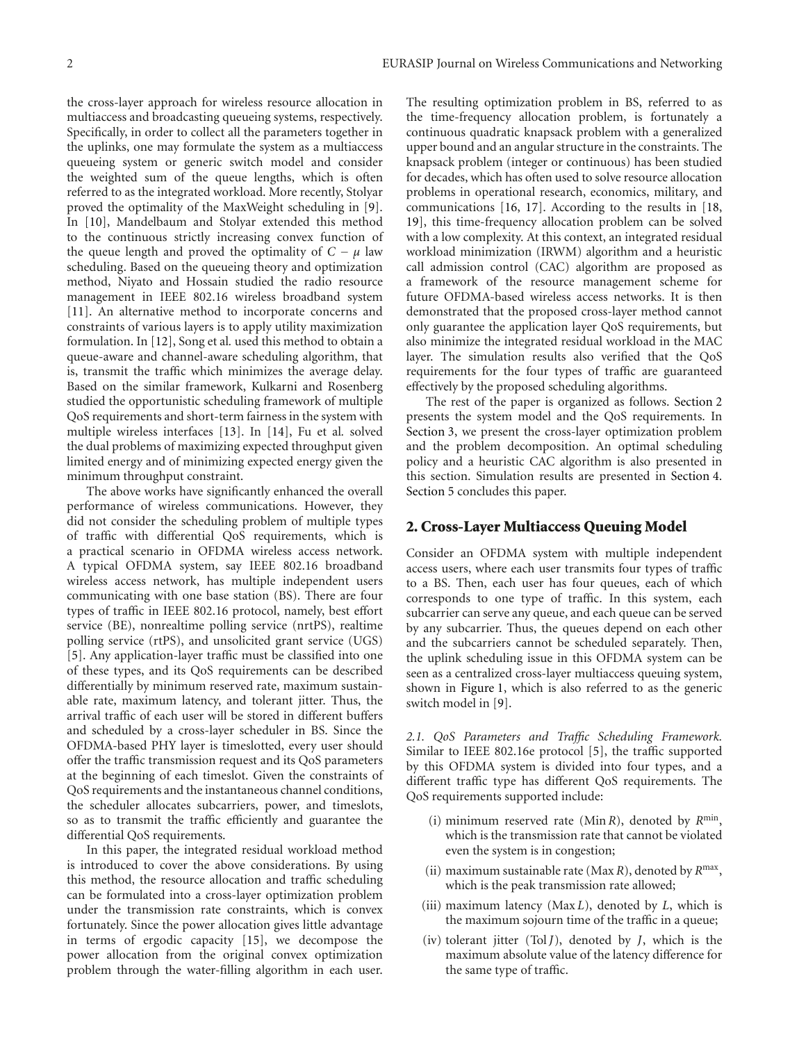the cross-layer approach for wireless resource allocation in multiaccess and broadcasting queueing systems, respectively. Specifically, in order to collect all the parameters together in the uplinks, one may formulate the system as a multiaccess queueing system or generic switch model and consider the weighted sum of the queue lengths, which is often referred to as the integrated workload. More recently, Stolyar proved the optimality of the MaxWeight scheduling in [9]. In [10], Mandelbaum and Stolyar extended this method to the continuous strictly increasing convex function of the queue length and proved the optimality of $C - \mu$ law scheduling. Based on the queueing theory and optimization method, Niyato and Hossain studied the radio resource management in IEEE 802.16 wireless broadband system [11]. An alternative method to incorporate concerns and constraints of various layers is to apply utility maximization formulation. In [12], Song et al. used this method to obtain a queue-aware and channel-aware scheduling algorithm, that is, transmit the traffic which minimizes the average delay. Based on the similar framework, Kulkarni and Rosenberg studied the opportunistic scheduling framework of multiple QoS requirements and short-term fairness in the system with multiple wireless interfaces [13]. In [14], Fu et al. solved the dual problems of maximizing expected throughput given limited energy and of minimizing expected energy given the minimum throughput constraint.

The above works have significantly enhanced the overall performance of wireless communications. However, they did not consider the scheduling problem of multiple types of traffic with differential QoS requirements, which is a practical scenario in OFDMA wireless access network. A typical OFDMA system, say IEEE 802.16 broadband wireless access network, has multiple independent users communicating with one base station (BS). There are four types of traffic in IEEE 802.16 protocol, namely, best effort service (BE), nonrealtime polling service (nrtPS), realtime polling service (rtPS), and unsolicited grant service (UGS) [5]. Any application-layer traffic must be classified into one of these types, and its QoS requirements can be described differentially by minimum reserved rate, maximum sustainable rate, maximum latency, and tolerant jitter. Thus, the arrival traffic of each user will be stored in different buffers and scheduled by a cross-layer scheduler in BS. Since the OFDMA-based PHY layer is timeslotted, every user should offer the traffic transmission request and its QoS parameters at the beginning of each timeslot. Given the constraints of QoS requirements and the instantaneous channel conditions, the scheduler allocates subcarriers, power, and timeslots, so as to transmit the traffic efficiently and guarantee the differential QoS requirements.

In this paper, the integrated residual workload method is introduced to cover the above considerations. By using this method, the resource allocation and traffic scheduling can be formulated into a cross-layer optimization problem under the transmission rate constraints, which is convex fortunately. Since the power allocation gives little advantage in terms of ergodic capacity [15], we decompose the power allocation from the original convex optimization problem through the water-filling algorithm in each user. The resulting optimization problem in BS, referred to as the time-frequency allocation problem, is fortunately a continuous quadratic knapsack problem with a generalized upper bound and an angular structure in the constraints. The knapsack problem (integer or continuous) has been studied for decades, which has often used to solve resource allocation problems in operational research, economics, military, and communications [16, 17]. According to the results in [18, 19], this time-frequency allocation problem can be solved with a low complexity. At this context, an integrated residual workload minimization (IRWM) algorithm and a heuristic call admission control (CAC) algorithm are proposed as a framework of the resource management scheme for future OFDMA-based wireless access networks. It is then demonstrated that the proposed cross-layer method cannot only guarantee the application layer QoS requirements, but also minimize the integrated residual workload in the MAC layer. The simulation results also verified that the QoS requirements for the four types of traffic are guaranteed effectively by the proposed scheduling algorithms.

The rest of the paper is organized as follows. Section 2 presents the system model and the QoS requirements. In Section 3, we present the cross-layer optimization problem and the problem decomposition. An optimal scheduling policy and a heuristic CAC algorithm is also presented in this section. Simulation results are presented in Section 4. Section 5 concludes this paper.

## 2. Cross-Layer Multiaccess Queuing Model

Consider an OFDMA system with multiple independent access users, where each user transmits four types of traffic to a BS. Then, each user has four queues, each of which corresponds to one type of traffic. In this system, each subcarrier can serve any queue, and each queue can be served by any subcarrier. Thus, the queues depend on each other and the subcarriers cannot be scheduled separately. Then, the uplink scheduling issue in this OFDMA system can be seen as a centralized cross-layer multiaccess queuing system, shown in Figure 1, which is also referred to as the generic switch model in [9].

*2.1. QoS Parameters and Traffic Scheduling Framework.* Similar to IEEE 802.16e protocol [5], the traffic supported by this OFDMA system is divided into four types, and a different traffic type has different QoS requirements. The QoS requirements supported include:

(i) minimum reserved rate (Min $R$), denoted by $R^{\min}$, which is the transmission rate that cannot be violated even the system is in congestion;

(ii) maximum sustainable rate (Max $R$), denoted by $R^{\max}$, which is the peak transmission rate allowed;

(iii) maximum latency (Max $L$), denoted by $L$, which is the maximum sojourn time of the traffic in a queue;

(iv) tolerant jitter (Tol $J$), denoted by $J$, which is the maximum absolute value of the latency difference for the same type of traffic.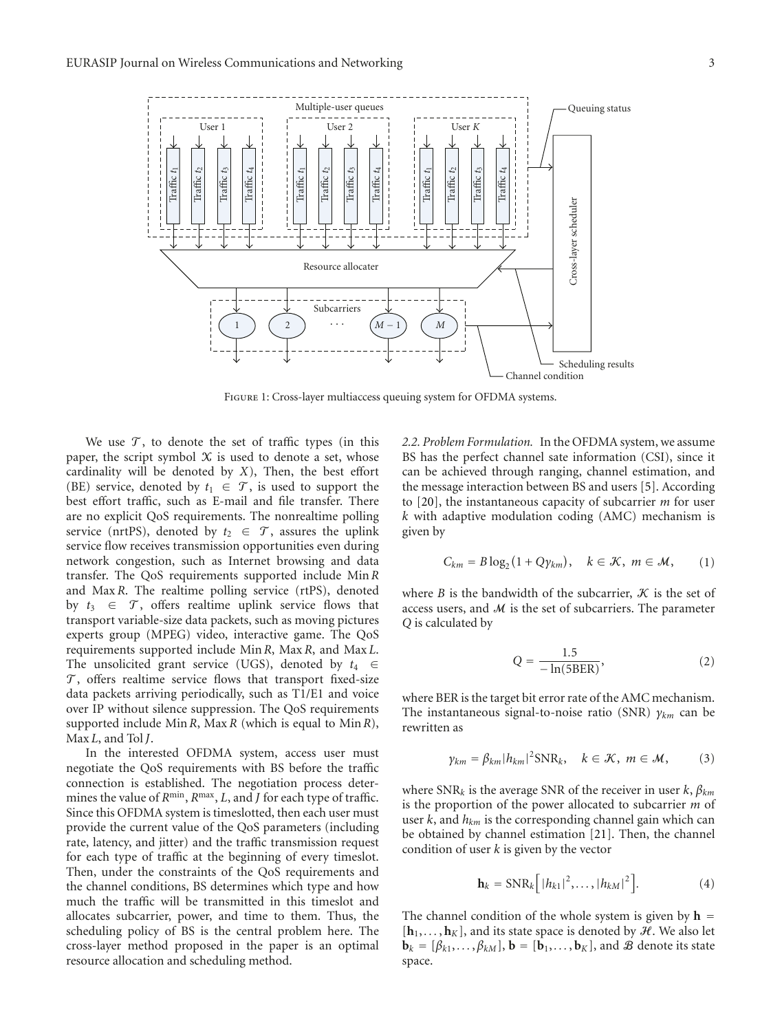Figure 1: Cross-layer multiaccess queuing system for OFDMA systems.

We use $\mathcal{T}$, to denote the set of traffic types (in this paper, the script symbol $\mathcal{X}$ is used to denote a set, whose cardinality will be denoted by $X$), Then, the best effort (BE) service, denoted by $t_1 \in \mathcal{T}$, is used to support the best effort traffic, such as E-mail and file transfer. There are no explicit QoS requirements. The nonrealtime polling service (nrtPS), denoted by $t_2 \in \mathcal{T}$, assures the uplink service flow receives transmission opportunities even during network congestion, such as Internet browsing and data transfer. The QoS requirements supported include Min $R$ and Max $R$. The realtime polling service (rtPS), denoted by $t_3 \in \mathcal{T}$, offers realtime uplink service flows that transport variable-size data packets, such as moving pictures experts group (MPEG) video, interactive game. The QoS requirements supported include Min $R$, Max $R$, and Max $L$. The unsolicited grant service (UGS), denoted by $t_4 \in \mathcal{T}$, offers realtime service flows that transport fixed-size data packets arriving periodically, such as T1/E1 and voice over IP without silence suppression. The QoS requirements supported include Min $R$, Max $R$ (which is equal to Min $R$), Max $L$, and Tol $J$.

In the interested OFDMA system, access user must negotiate the QoS requirements with BS before the traffic connection is established. The negotiation process determines the value of $R^{\min}$, $R^{\max}$, $L$, and $J$ for each type of traffic. Since this OFDMA system is timeslotted, then each user must provide the current value of the QoS parameters (including rate, latency, and jitter) and the traffic transmission request for each type of traffic at the beginning of every timeslot. Then, under the constraints of the QoS requirements and the channel conditions, BS determines which type and how much the traffic will be transmitted in this timeslot and allocates subcarrier, power, and time to them. Thus, the scheduling policy of BS is the central problem here. The cross-layer method proposed in the paper is an optimal resource allocation and scheduling method.

*2.2. Problem Formulation.* In the OFDMA system, we assume BS has the perfect channel sate information (CSI), since it can be achieved through ranging, channel estimation, and the message interaction between BS and users [5]. According to [20], the instantaneous capacity of subcarrier $m$ for user $k$ with adaptive modulation coding (AMC) mechanism is given by

$$C_{km} = B\log_2(1 + Q\gamma_{km}), \quad k \in \mathcal{K},\ m \in \mathcal{M}, \tag{1}$$

where $B$ is the bandwidth of the subcarrier, $\mathcal{K}$ is the set of access users, and $\mathcal{M}$ is the set of subcarriers. The parameter $Q$ is calculated by

$$Q = \frac{1.5}{-\ln(5\text{BER})}, \tag{2}$$

where BER is the target bit error rate of the AMC mechanism. The instantaneous signal-to-noise ratio (SNR) $\gamma_{km}$ can be rewritten as

$$\gamma_{km} = \beta_{km}|h_{km}|^2\text{SNR}_k, \quad k \in \mathcal{K},\ m \in \mathcal{M}, \tag{3}$$

where $\text{SNR}_k$ is the average SNR of the receiver in user $k$, $\beta_{km}$ is the proportion of the power allocated to subcarrier $m$ of user $k$, and $h_{km}$ is the corresponding channel gain which can be obtained by channel estimation [21]. Then, the channel condition of user $k$ is given by the vector

$$\mathbf{h}_k = \text{SNR}_k\Big[|h_{k1}|^2, \ldots, |h_{kM}|^2\Big]. \tag{4}$$

The channel condition of the whole system is given by $\mathbf{h} = [\mathbf{h}_1, \ldots, \mathbf{h}_K]$, and its state space is denoted by $\mathcal{H}$. We also let $\mathbf{b}_k = [\beta_{k1}, \ldots, \beta_{kM}]$, $\mathbf{b} = [\mathbf{b}_1, \ldots, \mathbf{b}_K]$, and $\mathcal{B}$ denote its state space.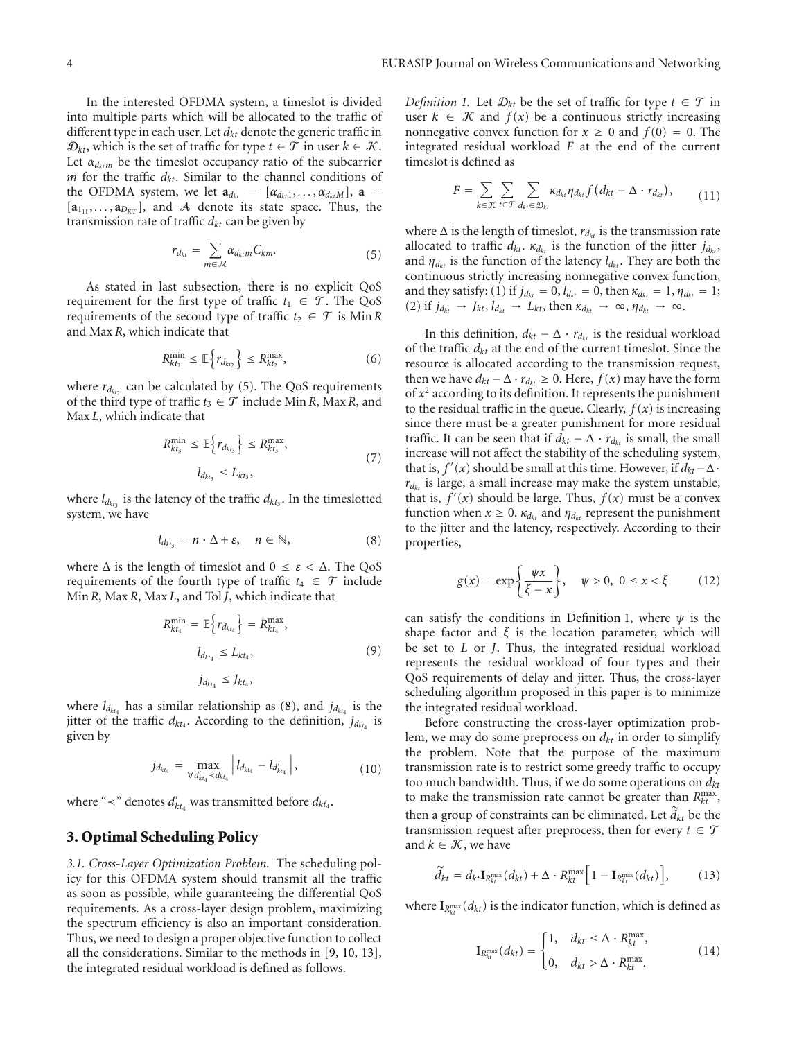In the interested OFDMA system, a timeslot is divided into multiple parts which will be allocated to the traffic of different type in each user. Let $d_{kt}$ denote the generic traffic in $\mathcal{D}_{kt}$, which is the set of traffic for type $t \in \mathcal{T}$ in user $k \in \mathcal{K}$. Let $\alpha_{d_{kt}m}$ be the timeslot occupancy ratio of the subcarrier $m$ for the traffic $d_{kt}$. Similar to the channel conditions of the OFDMA system, we let $\mathbf{a}_{d_{kt}} = [\alpha_{d_{kt}1}, \ldots, \alpha_{d_{kt}M}]$, $\mathbf{a} = [\mathbf{a}_{1_{11}}, \ldots, \mathbf{a}_{D_{KT}}]$, and $\mathcal{A}$ denote its state space. Thus, the transmission rate of traffic $d_{kt}$ can be given by

$$r_{d_{kt}} = \sum_{m \in \mathcal{M}} \alpha_{d_{kt}m} C_{km}. \tag{5}$$

As stated in last subsection, there is no explicit QoS requirement for the first type of traffic $t_1 \in \mathcal{T}$. The QoS requirements of the second type of traffic $t_2 \in \mathcal{T}$ is Min $R$ and Max $R$, which indicate that

$$R_{kt_2}^{\min} \leq \mathbb{E}\left\{r_{d_{kt_2}}\right\} \leq R_{kt_2}^{\max}, \tag{6}$$

where $r_{d_{kt_2}}$ can be calculated by (5). The QoS requirements of the third type of traffic $t_3 \in \mathcal{T}$ include Min $R$, Max $R$, and Max $L$, which indicate that

$$\begin{gathered} R_{kt_3}^{\min} \leq \mathbb{E}\left\{r_{d_{kt_3}}\right\} \leq R_{kt_3}^{\max}, \\ l_{d_{kt_3}} \leq L_{kt_3}, \end{gathered} \tag{7}$$

where $l_{d_{kt_3}}$ is the latency of the traffic $d_{kt_3}$. In the timeslotted system, we have

$$l_{d_{kt_3}} = n \cdot \Delta + \varepsilon, \quad n \in \mathbb{N}, \tag{8}$$

where $\Delta$ is the length of timeslot and $0 \leq \varepsilon < \Delta$. The QoS requirements of the fourth type of traffic $t_4 \in \mathcal{T}$ include Min $R$, Max $R$, Max $L$, and Tol $J$, which indicate that

$$\begin{gathered} R_{kt_4}^{\min} = \mathbb{E}\left\{r_{d_{kt_4}}\right\} = R_{kt_4}^{\max}, \\ l_{d_{kt_4}} \leq L_{kt_4}, \\ j_{d_{kt_4}} \leq J_{kt_4}, \end{gathered} \tag{9}$$

where $l_{d_{kt_4}}$ has a similar relationship as (8), and $j_{d_{kt_4}}$ is the jitter of the traffic $d_{kt_4}$. According to the definition, $j_{d_{kt_4}}$ is given by

$$j_{d_{kt_4}} = \max_{\forall d'_{kt_4} \prec d_{kt_4}} \left| l_{d_{kt_4}} - l_{d'_{kt_4}} \right|, \tag{10}$$

where "$\prec$" denotes $d'_{kt_4}$ was transmitted before $d_{kt_4}$.

## 3. Optimal Scheduling Policy

*3.1. Cross-Layer Optimization Problem.* The scheduling policy for this OFDMA system should transmit all the traffic as soon as possible, while guaranteeing the differential QoS requirements. As a cross-layer design problem, maximizing the spectrum efficiency is also an important consideration. Thus, we need to design a proper objective function to collect all the considerations. Similar to the methods in [9, 10, 13], the integrated residual workload is defined as follows.

*Definition 1.* Let $\mathcal{D}_{kt}$ be the set of traffic for type $t \in \mathcal{T}$ in user $k \in \mathcal{K}$ and $f(x)$ be a continuous strictly increasing nonnegative convex function for $x \geq 0$ and $f(0) = 0$. The integrated residual workload $F$ at the end of the current timeslot is defined as

$$F = \sum_{k \in \mathcal{K}} \sum_{t \in \mathcal{T}} \sum_{d_{kt} \in \mathcal{D}_{kt}} \kappa_{d_{kt}} \eta_{d_{kt}} f\left(d_{kt} - \Delta \cdot r_{d_{kt}}\right), \tag{11}$$

where $\Delta$ is the length of timeslot, $r_{d_{kt}}$ is the transmission rate allocated to traffic $d_{kt}$. $\kappa_{d_{kt}}$ is the function of the jitter $j_{d_{kt}}$, and $\eta_{d_{kt}}$ is the function of the latency $l_{d_{kt}}$. They are both the continuous strictly increasing nonnegative convex function, and they satisfy: (1) if $j_{d_{kt}} = 0, l_{d_{kt}} = 0$, then $\kappa_{d_{kt}} = 1, \eta_{d_{kt}} = 1$; (2) if $j_{d_{kt}} \to J_{kt}, l_{d_{kt}} \to L_{kt}$, then $\kappa_{d_{kt}} \to \infty, \eta_{d_{kt}} \to \infty$.

In this definition, $d_{kt} - \Delta \cdot r_{d_{kt}}$ is the residual workload of the traffic $d_{kt}$ at the end of the current timeslot. Since the resource is allocated according to the transmission request, then we have $d_{kt} - \Delta \cdot r_{d_{kt}} \geq 0$. Here, $f(x)$ may have the form of $x^2$ according to its definition. It represents the punishment to the residual traffic in the queue. Clearly, $f(x)$ is increasing since there must be a greater punishment for more residual traffic. It can be seen that if $d_{kt} - \Delta \cdot r_{d_{kt}}$ is small, the small increase will not affect the stability of the scheduling system, that is, $f'(x)$ should be small at this time. However, if $d_{kt} - \Delta \cdot r_{d_{kt}}$ is large, a small increase may make the system unstable, that is, $f'(x)$ should be large. Thus, $f(x)$ must be a convex function when $x \geq 0$. $\kappa_{d_{kt}}$ and $\eta_{d_{kt}}$ represent the punishment to the jitter and the latency, respectively. According to their properties,

$$g(x) = \exp\left\{\frac{\psi x}{\xi - x}\right\}, \quad \psi > 0, \ 0 \leq x < \xi \tag{12}$$

can satisfy the conditions in Definition 1, where $\psi$ is the shape factor and $\xi$ is the location parameter, which will be set to $L$ or $J$. Thus, the integrated residual workload represents the residual workload of four types and their QoS requirements of delay and jitter. Thus, the cross-layer scheduling algorithm proposed in this paper is to minimize the integrated residual workload.

Before constructing the cross-layer optimization problem, we may do some preprocess on $d_{kt}$ in order to simplify the problem. Note that the purpose of the maximum transmission rate is to restrict some greedy traffic to occupy too much bandwidth. Thus, if we do some operations on $d_{kt}$ to make the transmission rate cannot be greater than $R_{kt}^{\max}$, then a group of constraints can be eliminated. Let $\widetilde{d}_{kt}$ be the transmission request after preprocess, then for every $t \in \mathcal{T}$ and $k \in \mathcal{K}$, we have

$$\widetilde{d}_{kt} = d_{kt} \mathbf{I}_{R_{kt}^{\max}}(d_{kt}) + \Delta \cdot R_{kt}^{\max}\left[1 - \mathbf{I}_{R_{kt}^{\max}}(d_{kt})\right], \tag{13}$$

where $\mathbf{I}_{R_{kt}^{\max}}(d_{kt})$ is the indicator function, which is defined as

$$\mathbf{I}_{R_{kt}^{\max}}(d_{kt}) = \begin{cases} 1, & d_{kt} \leq \Delta \cdot R_{kt}^{\max}, \\ 0, & d_{kt} > \Delta \cdot R_{kt}^{\max}. \end{cases} \tag{14}$$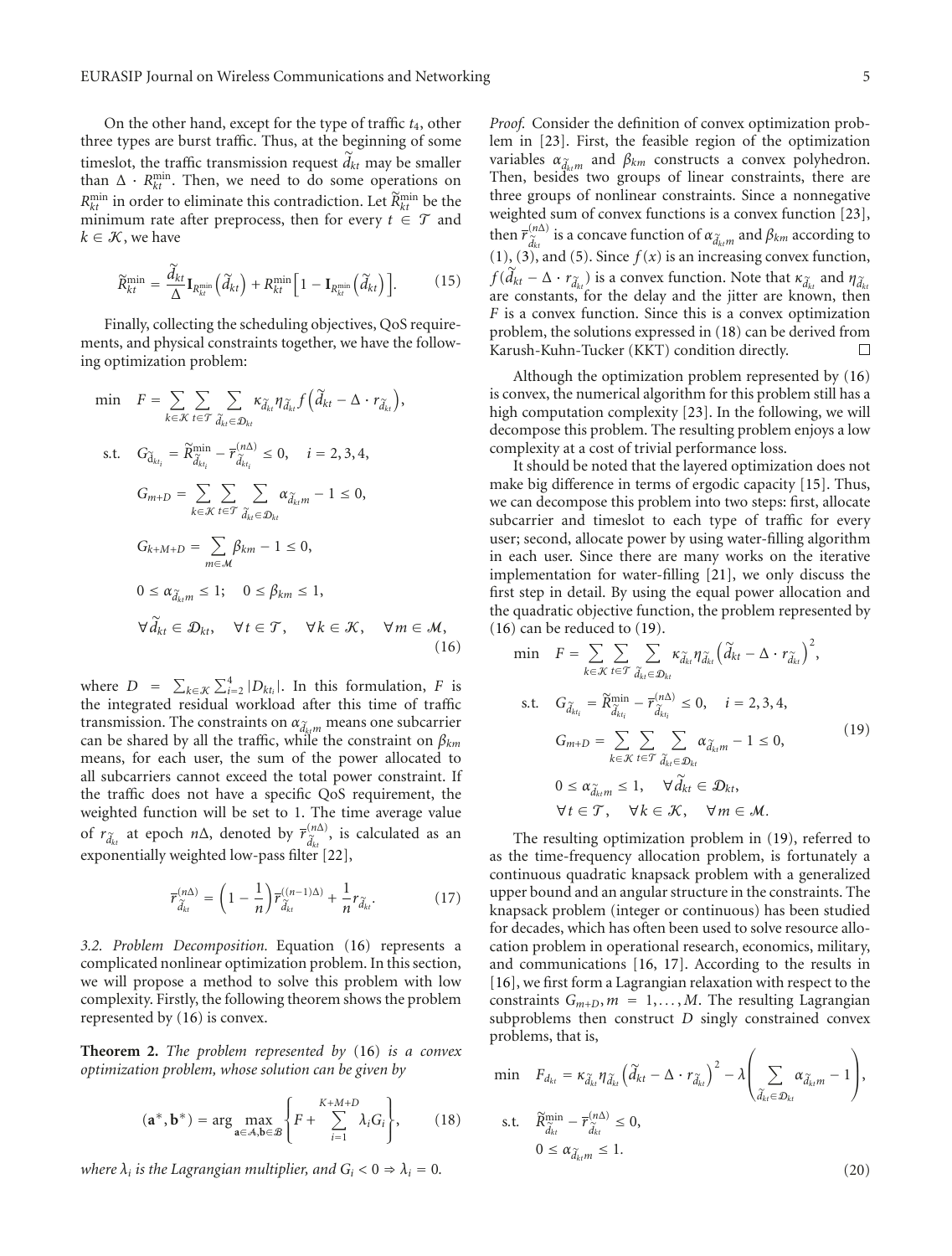On the other hand, except for the type of traffic $t_4$, other three types are burst traffic. Thus, at the beginning of some timeslot, the traffic transmission request $\widetilde{d}_{kt}$ may be smaller than $\Delta \cdot R_{kt}^{\min}$. Then, we need to do some operations on $R_{kt}^{\min}$ in order to eliminate this contradiction. Let $\widetilde{R}_{kt}^{\min}$ be the minimum rate after preprocess, then for every $t \in \mathcal{T}$ and $k \in \mathcal{K}$, we have

$$\widetilde{R}_{kt}^{\min} = \frac{\widetilde{d}_{kt}}{\Delta} \mathbf{I}_{R_{kt}^{\min}}\left(\widetilde{d}_{kt}\right) + R_{kt}^{\min}\left[1 - \mathbf{I}_{R_{kt}^{\min}}\left(\widetilde{d}_{kt}\right)\right]. \tag{15}$$

Finally, collecting the scheduling objectives, QoS requirements, and physical constraints together, we have the following optimization problem:

$$\begin{aligned}
\min \quad & F = \sum_{k \in \mathcal{K}} \sum_{t \in \mathcal{T}} \sum_{\widetilde{d}_{kt} \in \mathcal{D}_{kt}} \kappa_{\widetilde{d}_{kt}} \eta_{\widetilde{d}_{kt}} f\left(\widetilde{d}_{kt} - \Delta \cdot r_{\widetilde{d}_{kt}}\right), \\
\text{s.t.} \quad & G_{\widetilde{\mathrm{d}}_{kt_i}} = \widetilde{R}_{\widetilde{d}_{kt_i}}^{\min} - \overline{r}_{\widetilde{d}_{kt_i}}^{(n\Delta)} \leq 0, \quad i = 2, 3, 4, \\
& G_{m+D} = \sum_{k \in \mathcal{K}} \sum_{t \in \mathcal{T}} \sum_{\widetilde{d}_{kt} \in \mathcal{D}_{kt}} \alpha_{\widetilde{d}_{kt} m} - 1 \leq 0, \\
& G_{k+M+D} = \sum_{m \in \mathcal{M}} \beta_{km} - 1 \leq 0, \\
& 0 \leq \alpha_{\widetilde{d}_{kt} m} \leq 1; \quad 0 \leq \beta_{km} \leq 1, \\
& \forall \widetilde{d}_{kt} \in \mathcal{D}_{kt}, \quad \forall t \in \mathcal{T}, \quad \forall k \in \mathcal{K}, \quad \forall m \in \mathcal{M},
\end{aligned} \tag{16}$$

where $D = \sum_{k \in \mathcal{K}} \sum_{i=2}^{4} |D_{kt_i}|$. In this formulation, $F$ is the integrated residual workload after this time of traffic transmission. The constraints on $\alpha_{\widetilde{d}_{kt} m}$ means one subcarrier can be shared by all the traffic, while the constraint on $\beta_{km}$ means, for each user, the sum of the power allocated to all subcarriers cannot exceed the total power constraint. If the traffic does not have a specific QoS requirement, the weighted function will be set to 1. The time average value of $r_{\widetilde{d}_{kt}}$ at epoch $n\Delta$, denoted by $\overline{r}_{\widetilde{d}_{kt}}^{(n\Delta)}$, is calculated as an exponentially weighted low-pass filter [22],

$$\overline{r}_{\widetilde{d}_{kt}}^{(n\Delta)} = \left(1 - \frac{1}{n}\right) \overline{r}_{\widetilde{d}_{kt}}^{((n-1)\Delta)} + \frac{1}{n} r_{\widetilde{d}_{kt}}. \tag{17}$$

*3.2. Problem Decomposition.* Equation (16) represents a complicated nonlinear optimization problem. In this section, we will propose a method to solve this problem with low complexity. Firstly, the following theorem shows the problem represented by (16) is convex.

**Theorem 2.** *The problem represented by* (16) *is a convex optimization problem, whose solution can be given by*

$$(\mathbf{a}^*, \mathbf{b}^*) = \arg \max_{\mathbf{a} \in \mathcal{A}, \mathbf{b} \in \mathcal{B}} \left\{ F + \sum_{i=1}^{K+M+D} \lambda_i G_i \right\}, \tag{18}$$

*where $\lambda_i$ is the Lagrangian multiplier, and $G_i < 0 \Rightarrow \lambda_i = 0$.*

*Proof.* Consider the definition of convex optimization problem in [23]. First, the feasible region of the optimization variables $\alpha_{\widetilde{d}_{kt} m}$ and $\beta_{km}$ constructs a convex polyhedron. Then, besides two groups of linear constraints, there are three groups of nonlinear constraints. Since a nonnegative weighted sum of convex functions is a convex function [23], then $\overline{r}_{\widetilde{d}_{kt}}^{(n\Delta)}$ is a concave function of $\alpha_{\widetilde{d}_{kt} m}$ and $\beta_{km}$ according to (1), (3), and (5). Since $f(x)$ is an increasing convex function, $f(\widetilde{d}_{kt} - \Delta \cdot r_{\widetilde{d}_{kt}})$ is a convex function. Note that $\kappa_{\widetilde{d}_{kt}}$ and $\eta_{\widetilde{d}_{kt}}$ are constants, for the delay and the jitter are known, then $F$ is a convex function. Since this is a convex optimization problem, the solutions expressed in (18) can be derived from Karush-Kuhn-Tucker (KKT) condition directly. □

Although the optimization problem represented by (16) is convex, the numerical algorithm for this problem still has a high computation complexity [23]. In the following, we will decompose this problem. The resulting problem enjoys a low complexity at a cost of trivial performance loss.

It should be noted that the layered optimization does not make big difference in terms of ergodic capacity [15]. Thus, we can decompose this problem into two steps: first, allocate subcarrier and timeslot to each type of traffic for every user; second, allocate power by using water-filling algorithm in each user. Since there are many works on the iterative implementation for water-filling [21], we only discuss the first step in detail. By using the equal power allocation and the quadratic objective function, the problem represented by (16) can be reduced to (19).

$$\begin{aligned}
\min \quad & F = \sum_{k \in \mathcal{K}} \sum_{t \in \mathcal{T}} \sum_{\widetilde{d}_{kt} \in \mathcal{D}_{kt}} \kappa_{\widetilde{d}_{kt}} \eta_{\widetilde{d}_{kt}} \left(\widetilde{d}_{kt} - \Delta \cdot r_{\widetilde{d}_{kt}}\right)^2, \\
\text{s.t.} \quad & G_{\widetilde{d}_{kt_i}} = \widetilde{R}_{\widetilde{d}_{kt_i}}^{\min} - \overline{r}_{\widetilde{d}_{kt_i}}^{(n\Delta)} \leq 0, \quad i = 2, 3, 4, \\
& G_{m+D} = \sum_{k \in \mathcal{K}} \sum_{t \in \mathcal{T}} \sum_{\widetilde{d}_{kt} \in \mathcal{D}_{kt}} \alpha_{\widetilde{d}_{kt} m} - 1 \leq 0, \\
& 0 \leq \alpha_{\widetilde{d}_{kt} m} \leq 1, \quad \forall \widetilde{d}_{kt} \in \mathcal{D}_{kt}, \\
& \forall t \in \mathcal{T}, \quad \forall k \in \mathcal{K}, \quad \forall m \in \mathcal{M}.
\end{aligned} \tag{19}$$

The resulting optimization problem in (19), referred to as the time-frequency allocation problem, is fortunately a continuous quadratic knapsack problem with a generalized upper bound and an angular structure in the constraints. The knapsack problem (integer or continuous) has been studied for decades, which has often been used to solve resource allocation problem in operational research, economics, military, and communications [16, 17]. According to the results in [16], we first form a Lagrangian relaxation with respect to the constraints $G_{m+D}, m = 1, \ldots, M$. The resulting Lagrangian subproblems then construct $D$ singly constrained convex problems, that is,

$$\begin{aligned}
\min \quad & F_{d_{kt}} = \kappa_{\widetilde{d}_{kt}} \eta_{\widetilde{d}_{kt}} \left(\widetilde{d}_{kt} - \Delta \cdot r_{\widetilde{d}_{kt}}\right)^2 - \lambda \left( \sum_{\widetilde{d}_{kt} \in \mathcal{D}_{kt}} \alpha_{\widetilde{d}_{kt} m} - 1 \right), \\
\text{s.t.} \quad & \widetilde{R}_{\widetilde{d}_{kt}}^{\min} - \overline{r}_{\widetilde{d}_{kt}}^{(n\Delta)} \leq 0, \\
& 0 \leq \alpha_{\widetilde{d}_{kt} m} \leq 1.
\end{aligned} \tag{20}$$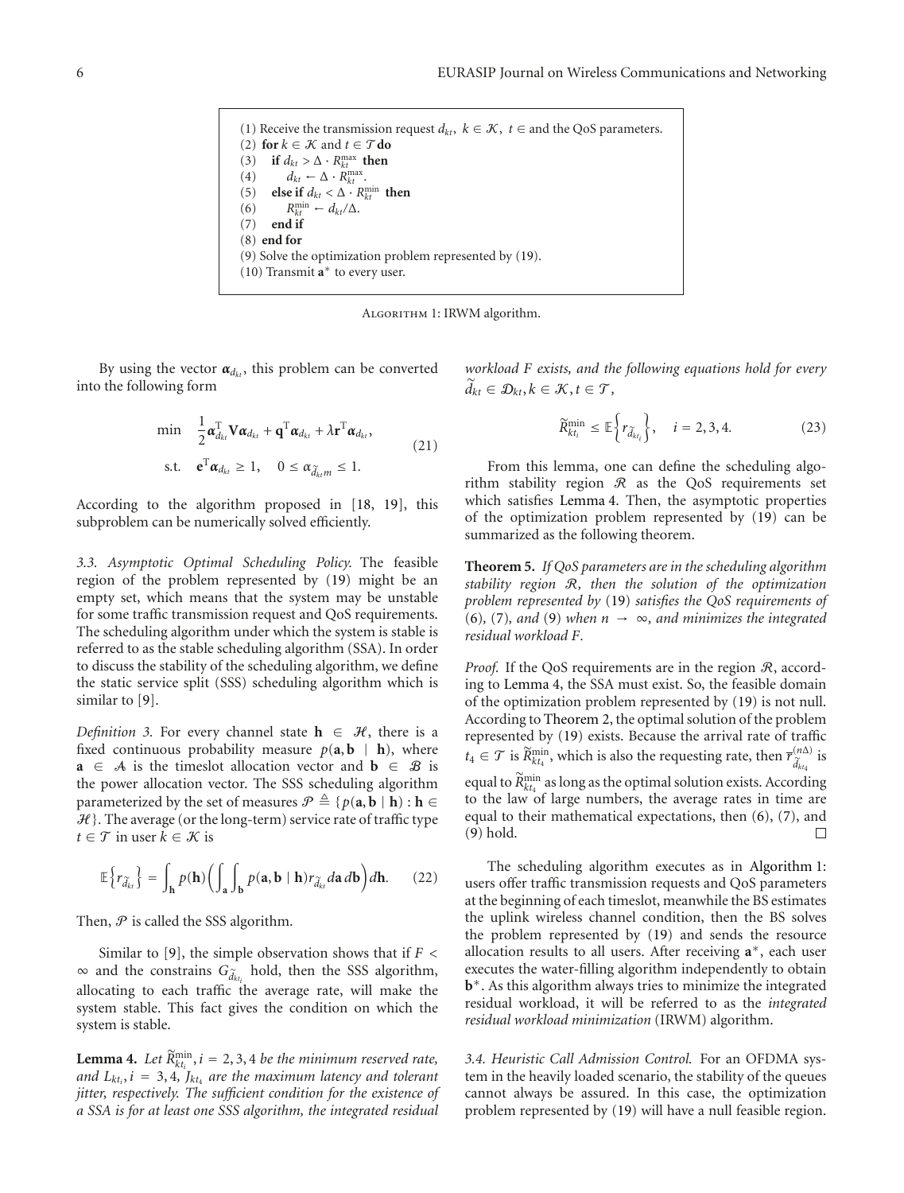(1) Receive the transmission request $d_{kt}$, $k \in \mathcal{K}$, $t \in$ and the QoS parameters.
(2) **for** $k \in \mathcal{K}$ and $t \in \mathcal{T}$ **do**
(3) **if** $d_{kt} > \Delta \cdot R_{kt}^{\max}$ **then**
(4) $d_{kt} \leftarrow \Delta \cdot R_{kt}^{\max}$.
(5) **else if** $d_{kt} < \Delta \cdot R_{kt}^{\min}$ **then**
(6) $R_{kt}^{\min} \leftarrow d_{kt}/\Delta$.
(7) **end if**
(8) **end for**
(9) Solve the optimization problem represented by (19).
(10) Transmit $\mathbf{a}^*$ to every user.

Algorithm 1: IRWM algorithm.

By using the vector $\boldsymbol{\alpha}_{d_{kt}}$, this problem can be converted into the following form

$$\begin{aligned} \min \quad & \frac{1}{2}\boldsymbol{\alpha}_{d_{kt}}^{\mathrm{T}}\mathbf{V}\boldsymbol{\alpha}_{d_{kt}} + \mathbf{q}^{\mathrm{T}}\boldsymbol{\alpha}_{d_{kt}} + \lambda\mathbf{r}^{\mathrm{T}}\boldsymbol{\alpha}_{d_{kt}}, \\ \text{s.t.} \quad & \mathbf{e}^{\mathrm{T}}\boldsymbol{\alpha}_{d_{kt}} \geq 1, \quad 0 \leq \alpha_{\widetilde{d}_{kt}m} \leq 1. \end{aligned} \tag{21}$$

According to the algorithm proposed in [18, 19], this subproblem can be numerically solved efficiently.

*3.3. Asymptotic Optimal Scheduling Policy.* The feasible region of the problem represented by (19) might be an empty set, which means that the system may be unstable for some traffic transmission request and QoS requirements. The scheduling algorithm under which the system is stable is referred to as the stable scheduling algorithm (SSA). In order to discuss the stability of the scheduling algorithm, we define the static service split (SSS) scheduling algorithm which is similar to [9].

*Definition 3.* For every channel state $\mathbf{h} \in \mathcal{H}$, there is a fixed continuous probability measure $p(\mathbf{a}, \mathbf{b} \mid \mathbf{h})$, where $\mathbf{a} \in \mathcal{A}$ is the timeslot allocation vector and $\mathbf{b} \in \mathcal{B}$ is the power allocation vector. The SSS scheduling algorithm parameterized by the set of measures $\mathcal{P} \triangleq \{p(\mathbf{a}, \mathbf{b} \mid \mathbf{h}) : \mathbf{h} \in \mathcal{H}\}$. The average (or the long-term) service rate of traffic type $t \in \mathcal{T}$ in user $k \in \mathcal{K}$ is

$$\mathbb{E}\left\{r_{\widetilde{d}_{kt}}\right\} = \int_{\mathbf{h}} p(\mathbf{h})\left(\int_{\mathbf{a}}\int_{\mathbf{b}} p(\mathbf{a}, \mathbf{b} \mid \mathbf{h}) r_{\widetilde{d}_{kt}} d\mathbf{a}\, d\mathbf{b}\right) d\mathbf{h}. \tag{22}$$

Then, $\mathcal{P}$ is called the SSS algorithm.

Similar to [9], the simple observation shows that if $F < \infty$ and the constrains $G_{\widetilde{d}_{kt_i}}$ hold, then the SSS algorithm, allocating to each traffic the average rate, will make the system stable. This fact gives the condition on which the system is stable.

**Lemma 4.** *Let $\widetilde{R}_{kt_i}^{\min}, i = 2, 3, 4$ be the minimum reserved rate, and $L_{kt_i}, i = 3, 4$, $J_{kt_4}$ are the maximum latency and tolerant jitter, respectively. The sufficient condition for the existence of a SSA is for at least one SSS algorithm, the integrated residual workload $F$ exists, and the following equations hold for every $\widetilde{d}_{kt} \in \mathcal{D}_{kt}, k \in \mathcal{K}, t \in \mathcal{T}$,*

$$\widetilde{R}_{kt_i}^{\min} \leq \mathbb{E}\left\{r_{\widetilde{d}_{kt_i}}\right\}, \quad i = 2, 3, 4. \tag{23}$$

From this lemma, one can define the scheduling algorithm stability region $\mathcal{R}$ as the QoS requirements set which satisfies Lemma 4. Then, the asymptotic properties of the optimization problem represented by (19) can be summarized as the following theorem.

**Theorem 5.** *If QoS parameters are in the scheduling algorithm stability region $\mathcal{R}$, then the solution of the optimization problem represented by* (19) *satisfies the QoS requirements of* (6), (7), *and* (9) *when $n \to \infty$, and minimizes the integrated residual workload $F$.*

*Proof.* If the QoS requirements are in the region $\mathcal{R}$, according to Lemma 4, the SSA must exist. So, the feasible domain of the optimization problem represented by (19) is not null. According to Theorem 2, the optimal solution of the problem represented by (19) exists. Because the arrival rate of traffic $t_4 \in \mathcal{T}$ is $\widetilde{R}_{kt_4}^{\min}$, which is also the requesting rate, then $\overline{r}_{\widetilde{d}_{kt_4}}^{(n\Delta)}$ is equal to $\widetilde{R}_{kt_4}^{\min}$ as long as the optimal solution exists. According to the law of large numbers, the average rates in time are equal to their mathematical expectations, then (6), (7), and (9) hold. □

The scheduling algorithm executes as in Algorithm 1: users offer traffic transmission requests and QoS parameters at the beginning of each timeslot, meanwhile the BS estimates the uplink wireless channel condition, then the BS solves the problem represented by (19) and sends the resource allocation results to all users. After receiving $\mathbf{a}^*$, each user executes the water-filling algorithm independently to obtain $\mathbf{b}^*$. As this algorithm always tries to minimize the integrated residual workload, it will be referred to as the *integrated residual workload minimization* (IRWM) algorithm.

*3.4. Heuristic Call Admission Control.* For an OFDMA system in the heavily loaded scenario, the stability of the queues cannot always be assured. In this case, the optimization problem represented by (19) will have a null feasible region.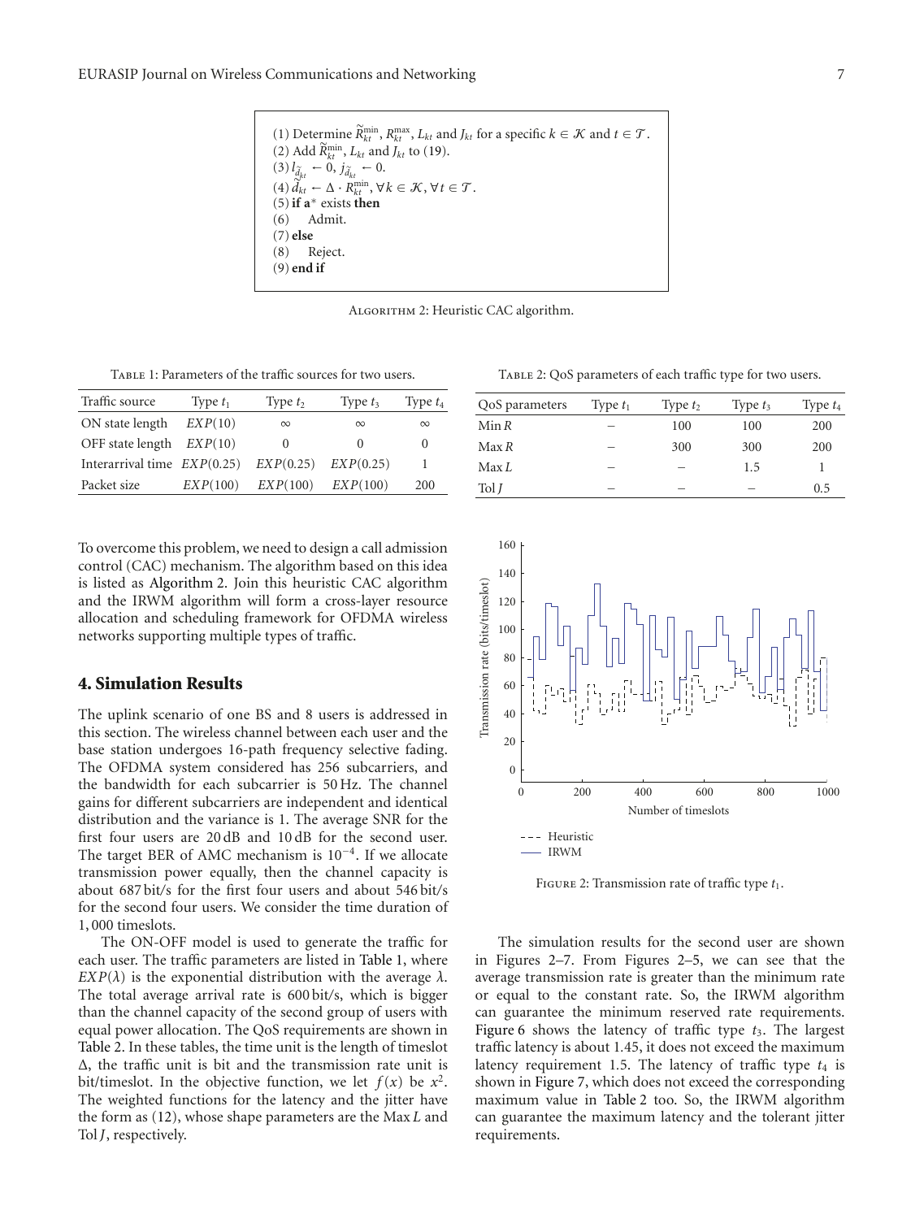(1) Determine $\widetilde{R}_{kt}^{\min}$, $R_{kt}^{\max}$, $L_{kt}$ and $J_{kt}$ for a specific $k \in \mathcal{K}$ and $t \in \mathcal{T}$.
(2) Add $\widetilde{R}_{kt}^{\min}$, $L_{kt}$ and $J_{kt}$ to (19).
(3) $l_{\widetilde{d}_{kt}} \leftarrow 0$, $j_{\widetilde{d}_{kt}} \leftarrow 0$.
(4) $\widetilde{d}_{kt} \leftarrow \Delta \cdot R_{kt}^{\min}, \forall k \in \mathcal{K}, \forall t \in \mathcal{T}$.
(5) **if** $\mathbf{a}^*$ exists **then**
(6) Admit.
(7) **else**
(8) Reject.
(9) **end if**

Algorithm 2: Heuristic CAC algorithm.

Table 1: Parameters of the traffic sources for two users.

| Traffic source | Type $t_1$ | Type $t_2$ | Type $t_3$ | Type $t_4$ |
|---|---|---|---|---|
| ON state length | $EXP(10)$ | $\infty$ | $\infty$ | $\infty$ |
| OFF state length | $EXP(10)$ | 0 | 0 | 0 |
| Interarrival time | $EXP(0.25)$ | $EXP(0.25)$ | $EXP(0.25)$ | 1 |
| Packet size | $EXP(100)$ | $EXP(100)$ | $EXP(100)$ | 200 |

Table 2: QoS parameters of each traffic type for two users.

| QoS parameters | Type $t_1$ | Type $t_2$ | Type $t_3$ | Type $t_4$ |
|---|---|---|---|---|
| Min $R$ | – | 100 | 100 | 200 |
| Max $R$ | – | 300 | 300 | 200 |
| Max $L$ | – | – | 1.5 | 1 |
| Tol $J$ | – | – | – | 0.5 |

To overcome this problem, we need to design a call admission control (CAC) mechanism. The algorithm based on this idea is listed as Algorithm 2. Join this heuristic CAC algorithm and the IRWM algorithm will form a cross-layer resource allocation and scheduling framework for OFDMA wireless networks supporting multiple types of traffic.

## 4. Simulation Results

The uplink scenario of one BS and 8 users is addressed in this section. The wireless channel between each user and the base station undergoes 16-path frequency selective fading. The OFDMA system considered has 256 subcarriers, and the bandwidth for each subcarrier is 50 Hz. The channel gains for different subcarriers are independent and identical distribution and the variance is 1. The average SNR for the first four users are 20 dB and 10 dB for the second user. The target BER of AMC mechanism is $10^{-4}$. If we allocate transmission power equally, then the channel capacity is about 687 bit/s for the first four users and about 546 bit/s for the second four users. We consider the time duration of 1, 000 timeslots.

The ON-OFF model is used to generate the traffic for each user. The traffic parameters are listed in Table 1, where $EXP(\lambda)$ is the exponential distribution with the average $\lambda$. The total average arrival rate is 600 bit/s, which is bigger than the channel capacity of the second group of users with equal power allocation. The QoS requirements are shown in Table 2. In these tables, the time unit is the length of timeslot $\Delta$, the traffic unit is bit and the transmission rate unit is bit/timeslot. In the objective function, we let $f(x)$ be $x^2$. The weighted functions for the latency and the jitter have the form as (12), whose shape parameters are the Max $L$ and Tol $J$, respectively.

Figure 2: Transmission rate of traffic type $t_1$.

The simulation results for the second user are shown in Figures 2–5. From Figures 2–5, we can see that the average transmission rate is greater than the minimum rate or equal to the constant rate. So, the IRWM algorithm can guarantee the minimum reserved rate requirements. Figure 6 shows the latency of traffic type $t_3$. The largest traffic latency is about 1.45, it does not exceed the maximum latency requirement 1.5. The latency of traffic type $t_4$ is shown in Figure 7, which does not exceed the corresponding maximum value in Table 2 too. So, the IRWM algorithm can guarantee the maximum latency and the tolerant jitter requirements.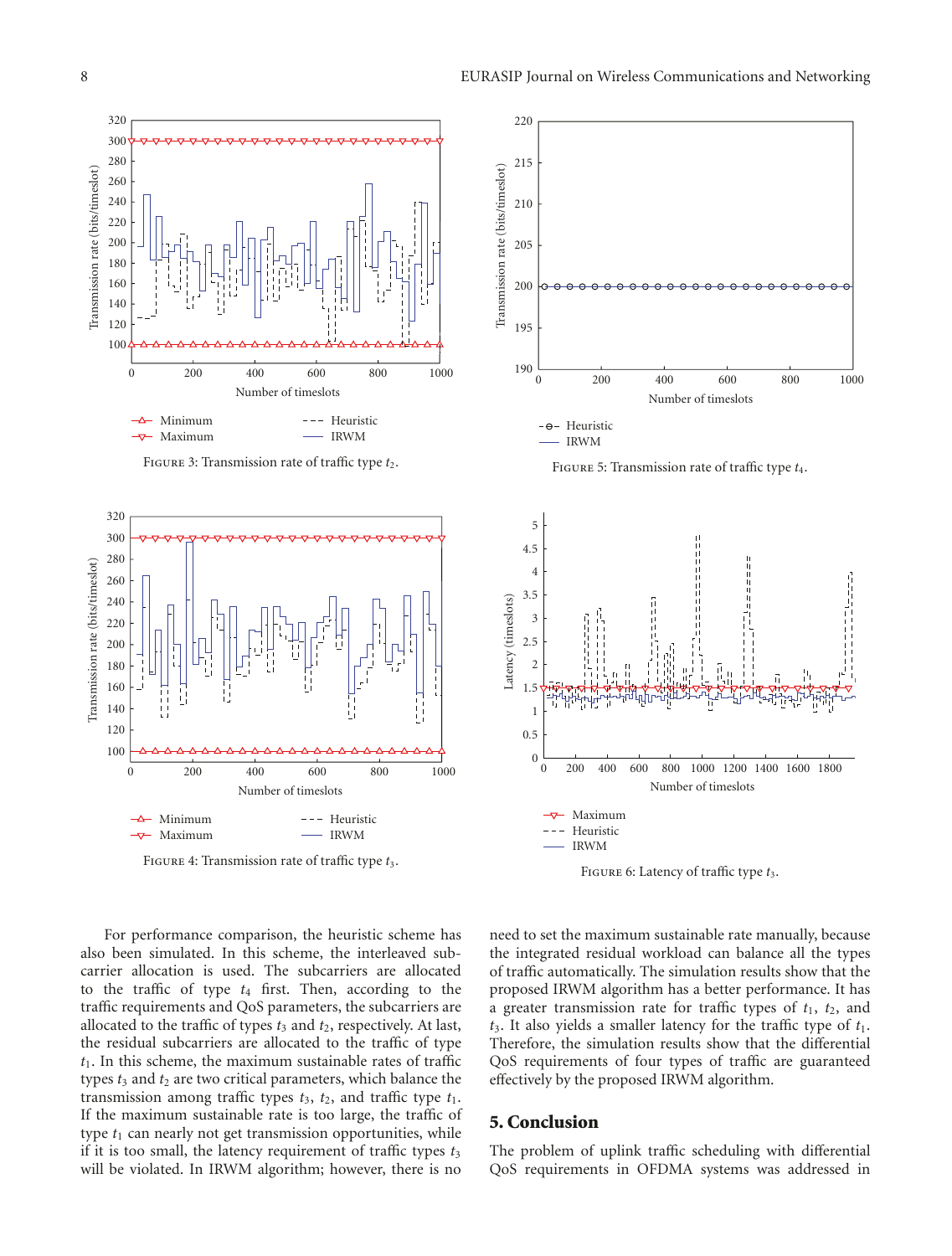Figure 3: Transmission rate of traffic type $t_2$.

Figure 5: Transmission rate of traffic type $t_4$.

Figure 4: Transmission rate of traffic type $t_3$.

Figure 6: Latency of traffic type $t_3$.

For performance comparison, the heuristic scheme has also been simulated. In this scheme, the interleaved subcarrier allocation is used. The subcarriers are allocated to the traffic of type $t_4$ first. Then, according to the traffic requirements and QoS parameters, the subcarriers are allocated to the traffic of types $t_3$ and $t_2$, respectively. At last, the residual subcarriers are allocated to the traffic of type $t_1$. In this scheme, the maximum sustainable rates of traffic types $t_3$ and $t_2$ are two critical parameters, which balance the transmission among traffic types $t_3$, $t_2$, and traffic type $t_1$. If the maximum sustainable rate is too large, the traffic of type $t_1$ can nearly not get transmission opportunities, while if it is too small, the latency requirement of traffic types $t_3$ will be violated. In IRWM algorithm; however, there is no need to set the maximum sustainable rate manually, because the integrated residual workload can balance all the types of traffic automatically. The simulation results show that the proposed IRWM algorithm has a better performance. It has a greater transmission rate for traffic types of $t_1$, $t_2$, and $t_3$. It also yields a smaller latency for the traffic type of $t_1$. Therefore, the simulation results show that the differential QoS requirements of four types of traffic are guaranteed effectively by the proposed IRWM algorithm.

## 5. Conclusion

The problem of uplink traffic scheduling with differential QoS requirements in OFDMA systems was addressed in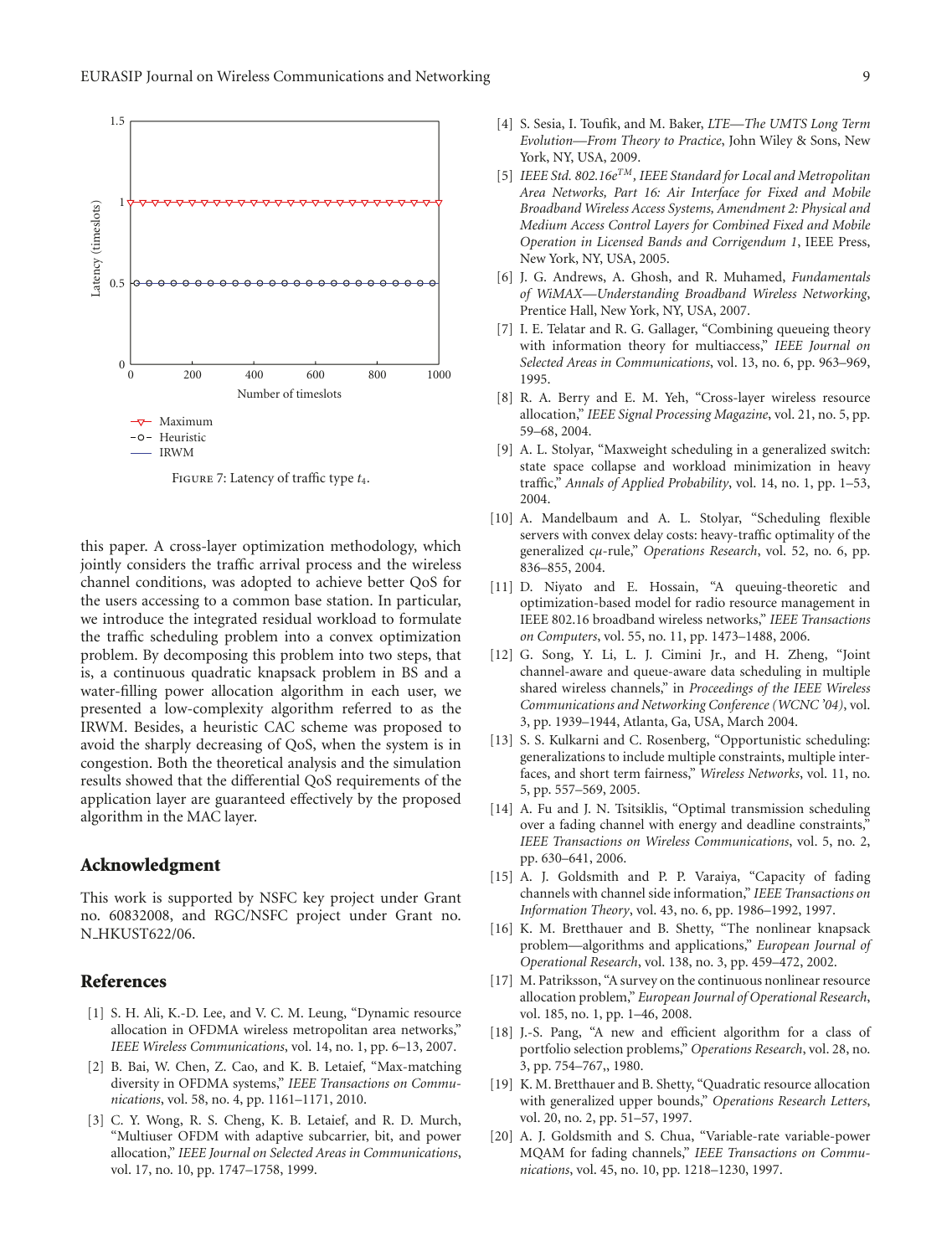Figure 7: Latency of traffic type $t_4$.

this paper. A cross-layer optimization methodology, which jointly considers the traffic arrival process and the wireless channel conditions, was adopted to achieve better QoS for the users accessing to a common base station. In particular, we introduce the integrated residual workload to formulate the traffic scheduling problem into a convex optimization problem. By decomposing this problem into two steps, that is, a continuous quadratic knapsack problem in BS and a water-filling power allocation algorithm in each user, we presented a low-complexity algorithm referred to as the IRWM. Besides, a heuristic CAC scheme was proposed to avoid the sharply decreasing of QoS, when the system is in congestion. Both the theoretical analysis and the simulation results showed that the differential QoS requirements of the application layer are guaranteed effectively by the proposed algorithm in the MAC layer.

## Acknowledgment

This work is supported by NSFC key project under Grant no. 60832008, and RGC/NSFC project under Grant no. N_HKUST622/06.

## References

[1] S. H. Ali, K.-D. Lee, and V. C. M. Leung, "Dynamic resource allocation in OFDMA wireless metropolitan area networks," *IEEE Wireless Communications*, vol. 14, no. 1, pp. 6–13, 2007.

[2] B. Bai, W. Chen, Z. Cao, and K. B. Letaief, "Max-matching diversity in OFDMA systems," *IEEE Transactions on Communications*, vol. 58, no. 4, pp. 1161–1171, 2010.

[3] C. Y. Wong, R. S. Cheng, K. B. Letaief, and R. D. Murch, "Multiuser OFDM with adaptive subcarrier, bit, and power allocation," *IEEE Journal on Selected Areas in Communications*, vol. 17, no. 10, pp. 1747–1758, 1999.

[4] S. Sesia, I. Toufik, and M. Baker, *LTE—The UMTS Long Term Evolution—From Theory to Practice*, John Wiley & Sons, New York, NY, USA, 2009.

[5] *IEEE Std. 802.16e$^{TM}$, IEEE Standard for Local and Metropolitan Area Networks, Part 16: Air Interface for Fixed and Mobile Broadband Wireless Access Systems, Amendment 2: Physical and Medium Access Control Layers for Combined Fixed and Mobile Operation in Licensed Bands and Corrigendum 1*, IEEE Press, New York, NY, USA, 2005.

[6] J. G. Andrews, A. Ghosh, and R. Muhamed, *Fundamentals of WiMAX—Understanding Broadband Wireless Networking*, Prentice Hall, New York, NY, USA, 2007.

[7] I. E. Telatar and R. G. Gallager, "Combining queueing theory with information theory for multiaccess," *IEEE Journal on Selected Areas in Communications*, vol. 13, no. 6, pp. 963–969, 1995.

[8] R. A. Berry and E. M. Yeh, "Cross-layer wireless resource allocation," *IEEE Signal Processing Magazine*, vol. 21, no. 5, pp. 59–68, 2004.

[9] A. L. Stolyar, "Maxweight scheduling in a generalized switch: state space collapse and workload minimization in heavy traffic," *Annals of Applied Probability*, vol. 14, no. 1, pp. 1–53, 2004.

[10] A. Mandelbaum and A. L. Stolyar, "Scheduling flexible servers with convex delay costs: heavy-traffic optimality of the generalized $c\mu$-rule," *Operations Research*, vol. 52, no. 6, pp. 836–855, 2004.

[11] D. Niyato and E. Hossain, "A queuing-theoretic and optimization-based model for radio resource management in IEEE 802.16 broadband wireless networks," *IEEE Transactions on Computers*, vol. 55, no. 11, pp. 1473–1488, 2006.

[12] G. Song, Y. Li, L. J. Cimini Jr., and H. Zheng, "Joint channel-aware and queue-aware data scheduling in multiple shared wireless channels," in *Proceedings of the IEEE Wireless Communications and Networking Conference (WCNC '04)*, vol. 3, pp. 1939–1944, Atlanta, Ga, USA, March 2004.

[13] S. S. Kulkarni and C. Rosenberg, "Opportunistic scheduling: generalizations to include multiple constraints, multiple interfaces, and short term fairness," *Wireless Networks*, vol. 11, no. 5, pp. 557–569, 2005.

[14] A. Fu and J. N. Tsitsiklis, "Optimal transmission scheduling over a fading channel with energy and deadline constraints," *IEEE Transactions on Wireless Communications*, vol. 5, no. 2, pp. 630–641, 2006.

[15] A. J. Goldsmith and P. P. Varaiya, "Capacity of fading channels with channel side information," *IEEE Transactions on Information Theory*, vol. 43, no. 6, pp. 1986–1992, 1997.

[16] K. M. Bretthauer and B. Shetty, "The nonlinear knapsack problem—algorithms and applications," *European Journal of Operational Research*, vol. 138, no. 3, pp. 459–472, 2002.

[17] M. Patriksson, "A survey on the continuous nonlinear resource allocation problem," *European Journal of Operational Research*, vol. 185, no. 1, pp. 1–46, 2008.

[18] J.-S. Pang, "A new and efficient algorithm for a class of portfolio selection problems," *Operations Research*, vol. 28, no. 3, pp. 754–767,, 1980.

[19] K. M. Bretthauer and B. Shetty, "Quadratic resource allocation with generalized upper bounds," *Operations Research Letters*, vol. 20, no. 2, pp. 51–57, 1997.

[20] A. J. Goldsmith and S. Chua, "Variable-rate variable-power MQAM for fading channels," *IEEE Transactions on Communications*, vol. 45, no. 10, pp. 1218–1230, 1997.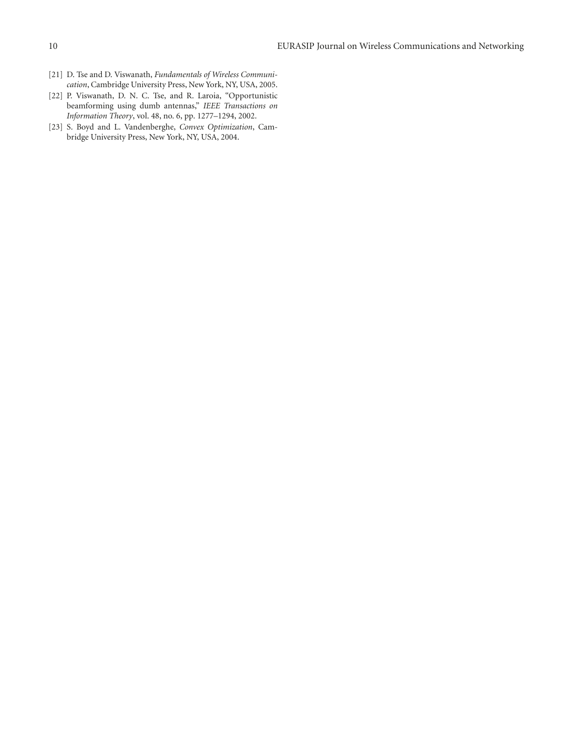[21] D. Tse and D. Viswanath, *Fundamentals of Wireless Communication*, Cambridge University Press, New York, NY, USA, 2005.

[22] P. Viswanath, D. N. C. Tse, and R. Laroia, "Opportunistic beamforming using dumb antennas," *IEEE Transactions on Information Theory*, vol. 48, no. 6, pp. 1277–1294, 2002.

[23] S. Boyd and L. Vandenberghe, *Convex Optimization*, Cambridge University Press, New York, NY, USA, 2004.